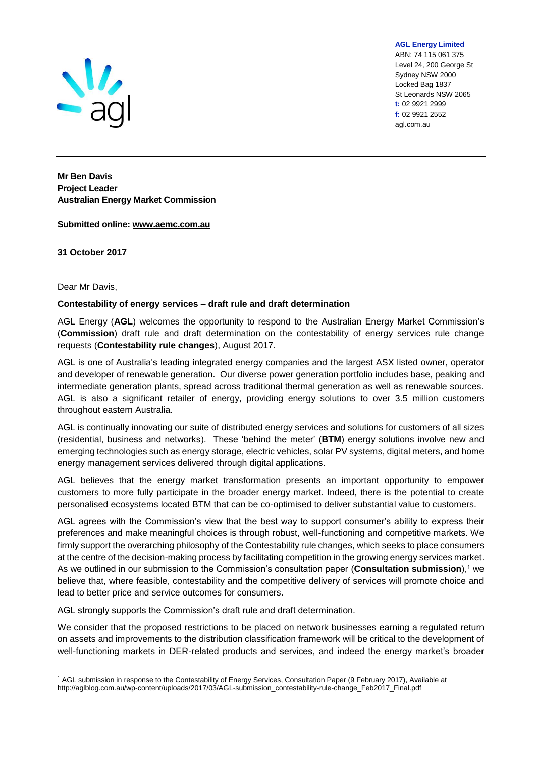**AGL Energy Limited**
ABN: 74 115 061 375
Level 24, 200 George St
Sydney NSW 2000
Locked Bag 1837
St Leonards NSW 2065
**t:** 02 9921 2999
**f:** 02 9921 2552
agl.com.au

---

**Mr Ben Davis**
**Project Leader**
**Australian Energy Market Commission**

**Submitted online: www.aemc.com.au**

**31 October 2017**

Dear Mr Davis,

**Contestability of energy services – draft rule and draft determination**

AGL Energy (**AGL**) welcomes the opportunity to respond to the Australian Energy Market Commission's (**Commission**) draft rule and draft determination on the contestability of energy services rule change requests (**Contestability rule changes**), August 2017.

AGL is one of Australia's leading integrated energy companies and the largest ASX listed owner, operator and developer of renewable generation. Our diverse power generation portfolio includes base, peaking and intermediate generation plants, spread across traditional thermal generation as well as renewable sources. AGL is also a significant retailer of energy, providing energy solutions to over 3.5 million customers throughout eastern Australia.

AGL is continually innovating our suite of distributed energy services and solutions for customers of all sizes (residential, business and networks). These 'behind the meter' (**BTM**) energy solutions involve new and emerging technologies such as energy storage, electric vehicles, solar PV systems, digital meters, and home energy management services delivered through digital applications.

AGL believes that the energy market transformation presents an important opportunity to empower customers to more fully participate in the broader energy market. Indeed, there is the potential to create personalised ecosystems located BTM that can be co-optimised to deliver substantial value to customers.

AGL agrees with the Commission's view that the best way to support consumer's ability to express their preferences and make meaningful choices is through robust, well-functioning and competitive markets. We firmly support the overarching philosophy of the Contestability rule changes, which seeks to place consumers at the centre of the decision-making process by facilitating competition in the growing energy services market. As we outlined in our submission to the Commission's consultation paper (**Consultation submission**),[1] we believe that, where feasible, contestability and the competitive delivery of services will promote choice and lead to better price and service outcomes for consumers.

AGL strongly supports the Commission's draft rule and draft determination.

We consider that the proposed restrictions to be placed on network businesses earning a regulated return on assets and improvements to the distribution classification framework will be critical to the development of well-functioning markets in DER-related products and services, and indeed the energy market's broader

---

[1] AGL submission in response to the Contestability of Energy Services, Consultation Paper (9 February 2017), Available at http://aglblog.com.au/wp-content/uploads/2017/03/AGL-submission_contestability-rule-change_Feb2017_Final.pdf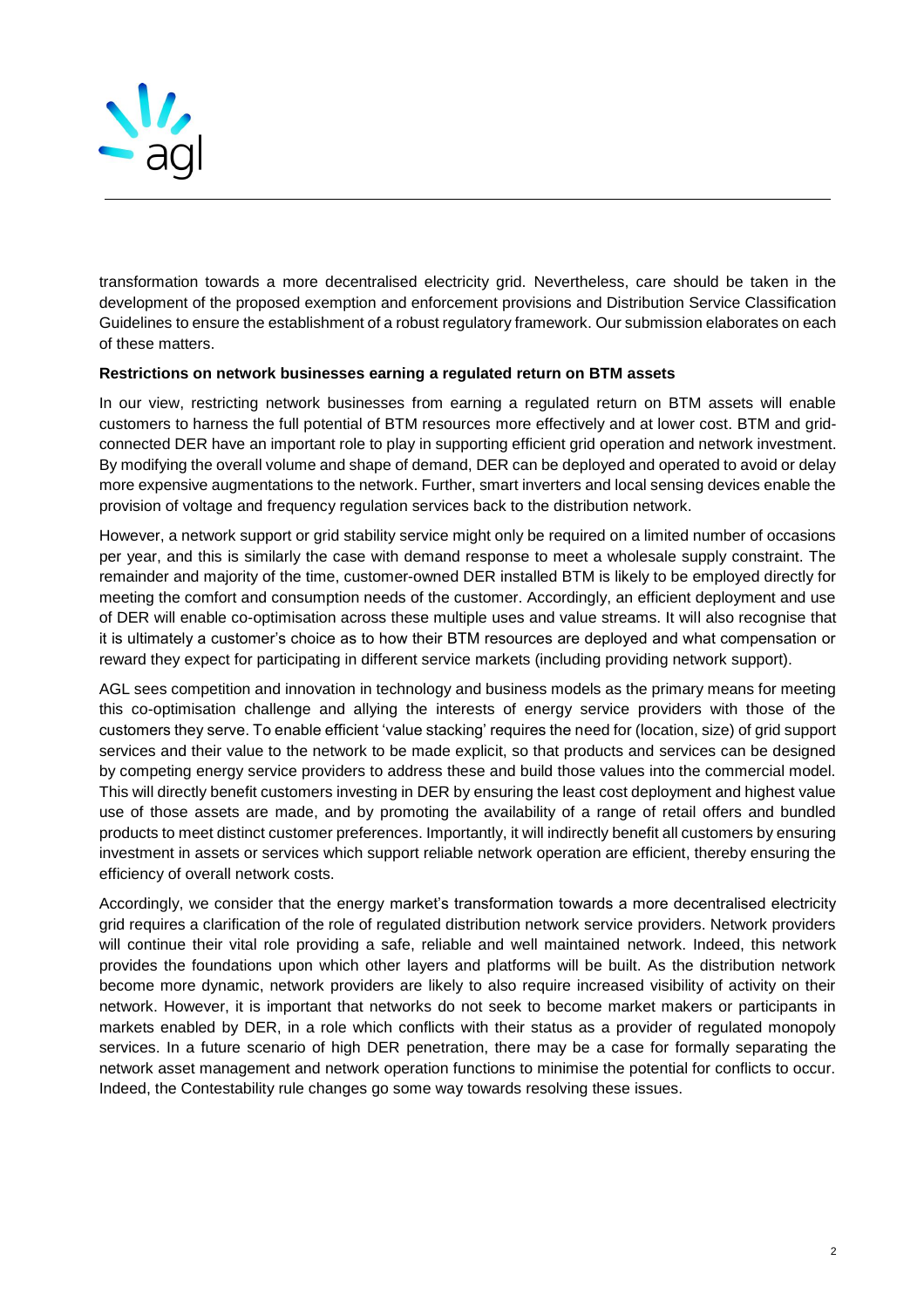transformation towards a more decentralised electricity grid. Nevertheless, care should be taken in the development of the proposed exemption and enforcement provisions and Distribution Service Classification Guidelines to ensure the establishment of a robust regulatory framework. Our submission elaborates on each of these matters.

**Restrictions on network businesses earning a regulated return on BTM assets**

In our view, restricting network businesses from earning a regulated return on BTM assets will enable customers to harness the full potential of BTM resources more effectively and at lower cost. BTM and grid-connected DER have an important role to play in supporting efficient grid operation and network investment. By modifying the overall volume and shape of demand, DER can be deployed and operated to avoid or delay more expensive augmentations to the network. Further, smart inverters and local sensing devices enable the provision of voltage and frequency regulation services back to the distribution network.

However, a network support or grid stability service might only be required on a limited number of occasions per year, and this is similarly the case with demand response to meet a wholesale supply constraint. The remainder and majority of the time, customer-owned DER installed BTM is likely to be employed directly for meeting the comfort and consumption needs of the customer. Accordingly, an efficient deployment and use of DER will enable co-optimisation across these multiple uses and value streams. It will also recognise that it is ultimately a customer's choice as to how their BTM resources are deployed and what compensation or reward they expect for participating in different service markets (including providing network support).

AGL sees competition and innovation in technology and business models as the primary means for meeting this co-optimisation challenge and allying the interests of energy service providers with those of the customers they serve. To enable efficient 'value stacking' requires the need for (location, size) of grid support services and their value to the network to be made explicit, so that products and services can be designed by competing energy service providers to address these and build those values into the commercial model. This will directly benefit customers investing in DER by ensuring the least cost deployment and highest value use of those assets are made, and by promoting the availability of a range of retail offers and bundled products to meet distinct customer preferences. Importantly, it will indirectly benefit all customers by ensuring investment in assets or services which support reliable network operation are efficient, thereby ensuring the efficiency of overall network costs.

Accordingly, we consider that the energy market's transformation towards a more decentralised electricity grid requires a clarification of the role of regulated distribution network service providers. Network providers will continue their vital role providing a safe, reliable and well maintained network. Indeed, this network provides the foundations upon which other layers and platforms will be built. As the distribution network become more dynamic, network providers are likely to also require increased visibility of activity on their network. However, it is important that networks do not seek to become market makers or participants in markets enabled by DER, in a role which conflicts with their status as a provider of regulated monopoly services. In a future scenario of high DER penetration, there may be a case for formally separating the network asset management and network operation functions to minimise the potential for conflicts to occur. Indeed, the Contestability rule changes go some way towards resolving these issues.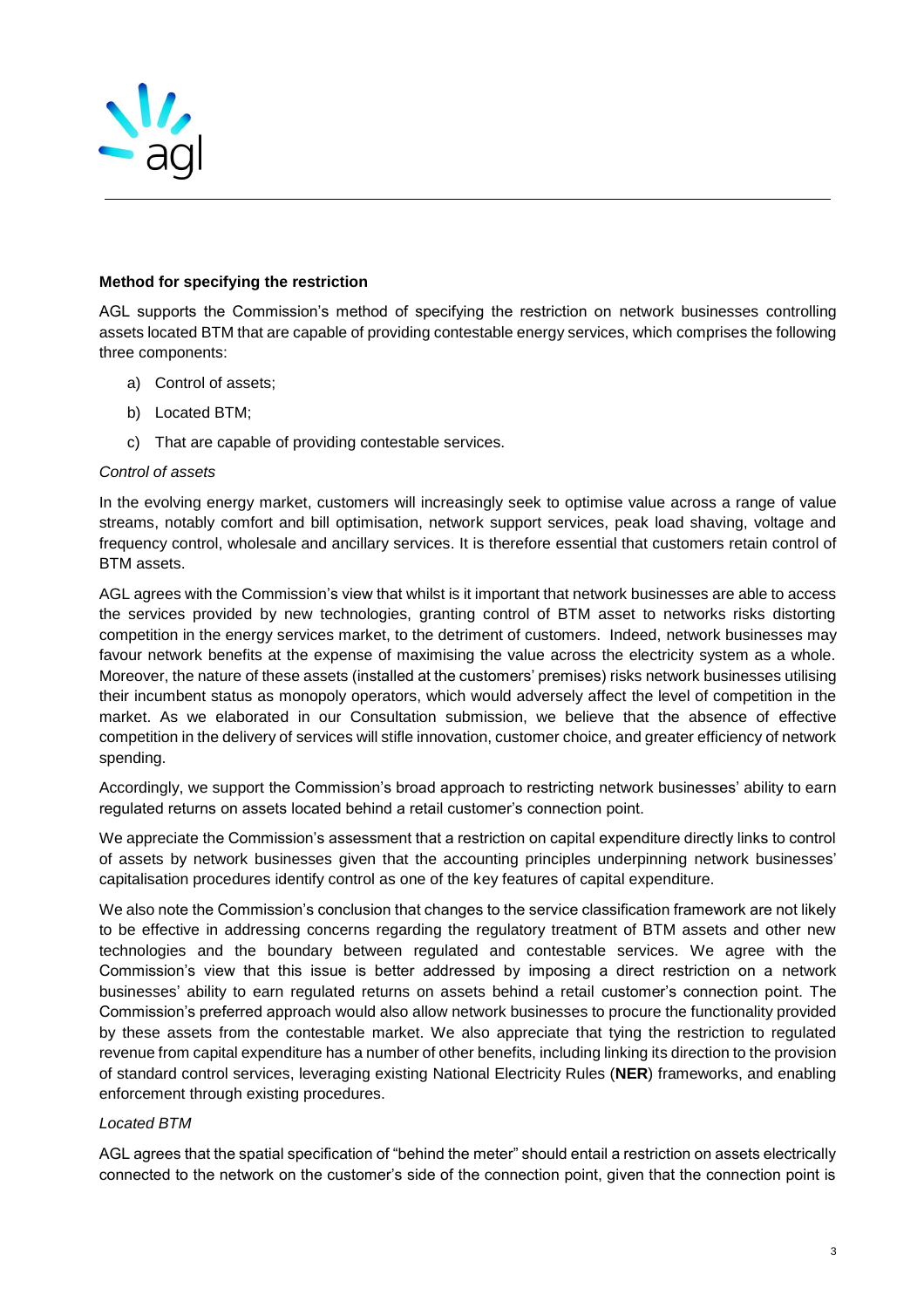**Method for specifying the restriction**

AGL supports the Commission's method of specifying the restriction on network businesses controlling assets located BTM that are capable of providing contestable energy services, which comprises the following three components:

a) Control of assets;

b) Located BTM;

c) That are capable of providing contestable services.

*Control of assets*

In the evolving energy market, customers will increasingly seek to optimise value across a range of value streams, notably comfort and bill optimisation, network support services, peak load shaving, voltage and frequency control, wholesale and ancillary services. It is therefore essential that customers retain control of BTM assets.

AGL agrees with the Commission's view that whilst is it important that network businesses are able to access the services provided by new technologies, granting control of BTM asset to networks risks distorting competition in the energy services market, to the detriment of customers. Indeed, network businesses may favour network benefits at the expense of maximising the value across the electricity system as a whole. Moreover, the nature of these assets (installed at the customers' premises) risks network businesses utilising their incumbent status as monopoly operators, which would adversely affect the level of competition in the market. As we elaborated in our Consultation submission, we believe that the absence of effective competition in the delivery of services will stifle innovation, customer choice, and greater efficiency of network spending.

Accordingly, we support the Commission's broad approach to restricting network businesses' ability to earn regulated returns on assets located behind a retail customer's connection point.

We appreciate the Commission's assessment that a restriction on capital expenditure directly links to control of assets by network businesses given that the accounting principles underpinning network businesses' capitalisation procedures identify control as one of the key features of capital expenditure.

We also note the Commission's conclusion that changes to the service classification framework are not likely to be effective in addressing concerns regarding the regulatory treatment of BTM assets and other new technologies and the boundary between regulated and contestable services. We agree with the Commission's view that this issue is better addressed by imposing a direct restriction on a network businesses' ability to earn regulated returns on assets behind a retail customer's connection point. The Commission's preferred approach would also allow network businesses to procure the functionality provided by these assets from the contestable market. We also appreciate that tying the restriction to regulated revenue from capital expenditure has a number of other benefits, including linking its direction to the provision of standard control services, leveraging existing National Electricity Rules (**NER**) frameworks, and enabling enforcement through existing procedures.

*Located BTM*

AGL agrees that the spatial specification of "behind the meter" should entail a restriction on assets electrically connected to the network on the customer's side of the connection point, given that the connection point is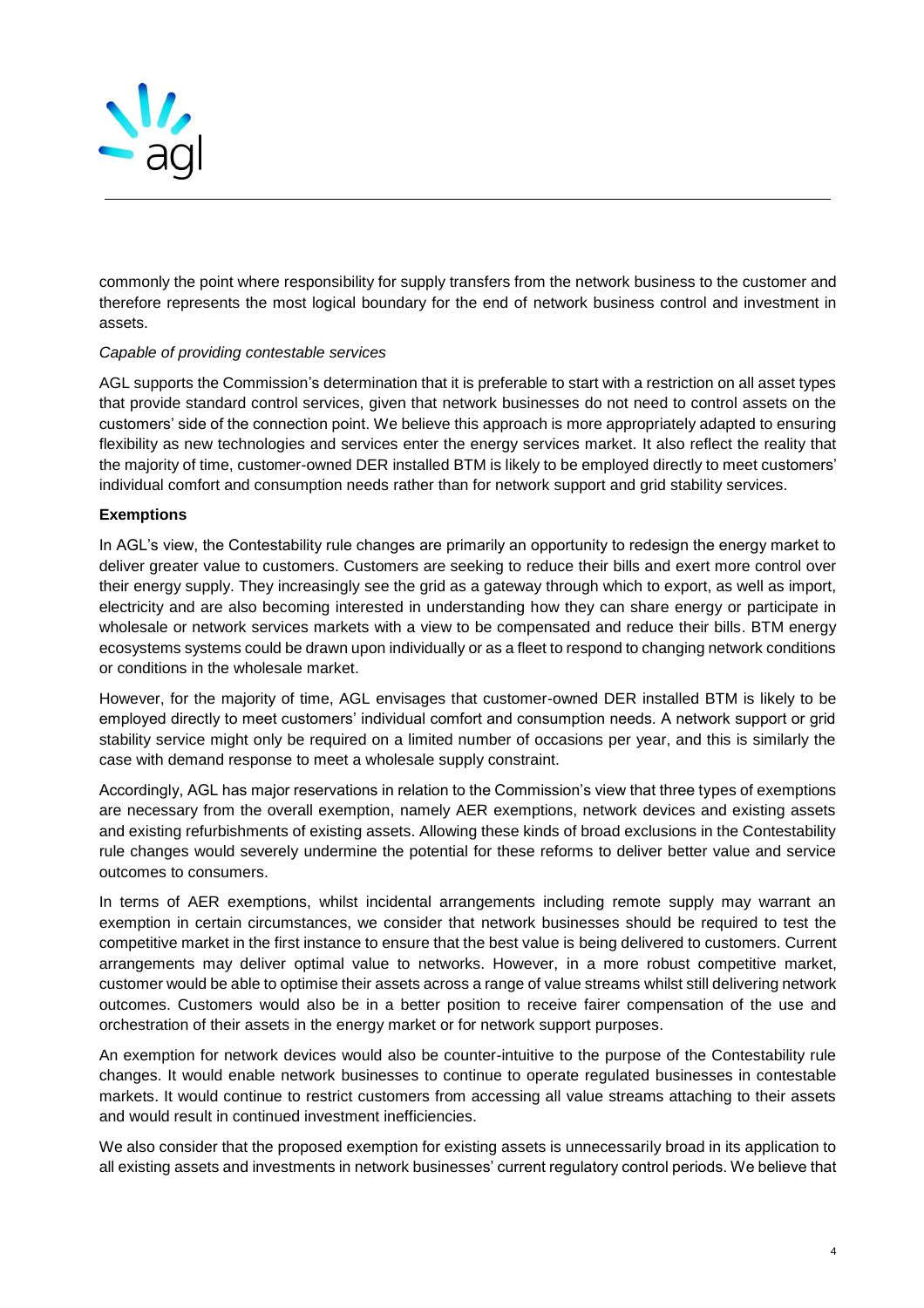commonly the point where responsibility for supply transfers from the network business to the customer and therefore represents the most logical boundary for the end of network business control and investment in assets.

*Capable of providing contestable services*

AGL supports the Commission's determination that it is preferable to start with a restriction on all asset types that provide standard control services, given that network businesses do not need to control assets on the customers' side of the connection point. We believe this approach is more appropriately adapted to ensuring flexibility as new technologies and services enter the energy services market. It also reflect the reality that the majority of time, customer-owned DER installed BTM is likely to be employed directly to meet customers' individual comfort and consumption needs rather than for network support and grid stability services.

**Exemptions**

In AGL's view, the Contestability rule changes are primarily an opportunity to redesign the energy market to deliver greater value to customers. Customers are seeking to reduce their bills and exert more control over their energy supply. They increasingly see the grid as a gateway through which to export, as well as import, electricity and are also becoming interested in understanding how they can share energy or participate in wholesale or network services markets with a view to be compensated and reduce their bills. BTM energy ecosystems systems could be drawn upon individually or as a fleet to respond to changing network conditions or conditions in the wholesale market.

However, for the majority of time, AGL envisages that customer-owned DER installed BTM is likely to be employed directly to meet customers' individual comfort and consumption needs. A network support or grid stability service might only be required on a limited number of occasions per year, and this is similarly the case with demand response to meet a wholesale supply constraint.

Accordingly, AGL has major reservations in relation to the Commission's view that three types of exemptions are necessary from the overall exemption, namely AER exemptions, network devices and existing assets and existing refurbishments of existing assets. Allowing these kinds of broad exclusions in the Contestability rule changes would severely undermine the potential for these reforms to deliver better value and service outcomes to consumers.

In terms of AER exemptions, whilst incidental arrangements including remote supply may warrant an exemption in certain circumstances, we consider that network businesses should be required to test the competitive market in the first instance to ensure that the best value is being delivered to customers. Current arrangements may deliver optimal value to networks. However, in a more robust competitive market, customer would be able to optimise their assets across a range of value streams whilst still delivering network outcomes. Customers would also be in a better position to receive fairer compensation of the use and orchestration of their assets in the energy market or for network support purposes.

An exemption for network devices would also be counter-intuitive to the purpose of the Contestability rule changes. It would enable network businesses to continue to operate regulated businesses in contestable markets. It would continue to restrict customers from accessing all value streams attaching to their assets and would result in continued investment inefficiencies.

We also consider that the proposed exemption for existing assets is unnecessarily broad in its application to all existing assets and investments in network businesses' current regulatory control periods. We believe that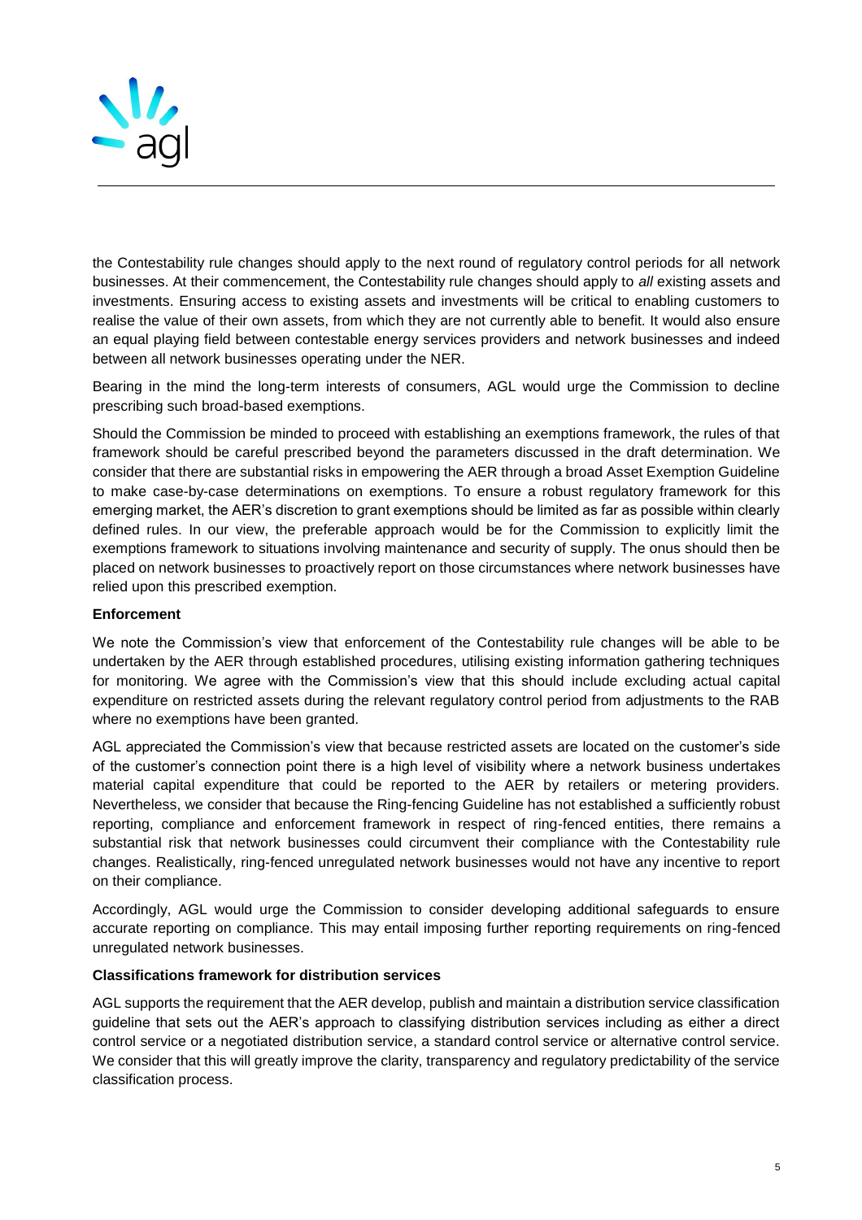the Contestability rule changes should apply to the next round of regulatory control periods for all network businesses. At their commencement, the Contestability rule changes should apply to *all* existing assets and investments. Ensuring access to existing assets and investments will be critical to enabling customers to realise the value of their own assets, from which they are not currently able to benefit. It would also ensure an equal playing field between contestable energy services providers and network businesses and indeed between all network businesses operating under the NER.

Bearing in the mind the long-term interests of consumers, AGL would urge the Commission to decline prescribing such broad-based exemptions.

Should the Commission be minded to proceed with establishing an exemptions framework, the rules of that framework should be careful prescribed beyond the parameters discussed in the draft determination. We consider that there are substantial risks in empowering the AER through a broad Asset Exemption Guideline to make case-by-case determinations on exemptions. To ensure a robust regulatory framework for this emerging market, the AER's discretion to grant exemptions should be limited as far as possible within clearly defined rules. In our view, the preferable approach would be for the Commission to explicitly limit the exemptions framework to situations involving maintenance and security of supply. The onus should then be placed on network businesses to proactively report on those circumstances where network businesses have relied upon this prescribed exemption.

**Enforcement**

We note the Commission's view that enforcement of the Contestability rule changes will be able to be undertaken by the AER through established procedures, utilising existing information gathering techniques for monitoring. We agree with the Commission's view that this should include excluding actual capital expenditure on restricted assets during the relevant regulatory control period from adjustments to the RAB where no exemptions have been granted.

AGL appreciated the Commission's view that because restricted assets are located on the customer's side of the customer's connection point there is a high level of visibility where a network business undertakes material capital expenditure that could be reported to the AER by retailers or metering providers. Nevertheless, we consider that because the Ring-fencing Guideline has not established a sufficiently robust reporting, compliance and enforcement framework in respect of ring-fenced entities, there remains a substantial risk that network businesses could circumvent their compliance with the Contestability rule changes. Realistically, ring-fenced unregulated network businesses would not have any incentive to report on their compliance.

Accordingly, AGL would urge the Commission to consider developing additional safeguards to ensure accurate reporting on compliance. This may entail imposing further reporting requirements on ring-fenced unregulated network businesses.

**Classifications framework for distribution services**

AGL supports the requirement that the AER develop, publish and maintain a distribution service classification guideline that sets out the AER's approach to classifying distribution services including as either a direct control service or a negotiated distribution service, a standard control service or alternative control service. We consider that this will greatly improve the clarity, transparency and regulatory predictability of the service classification process.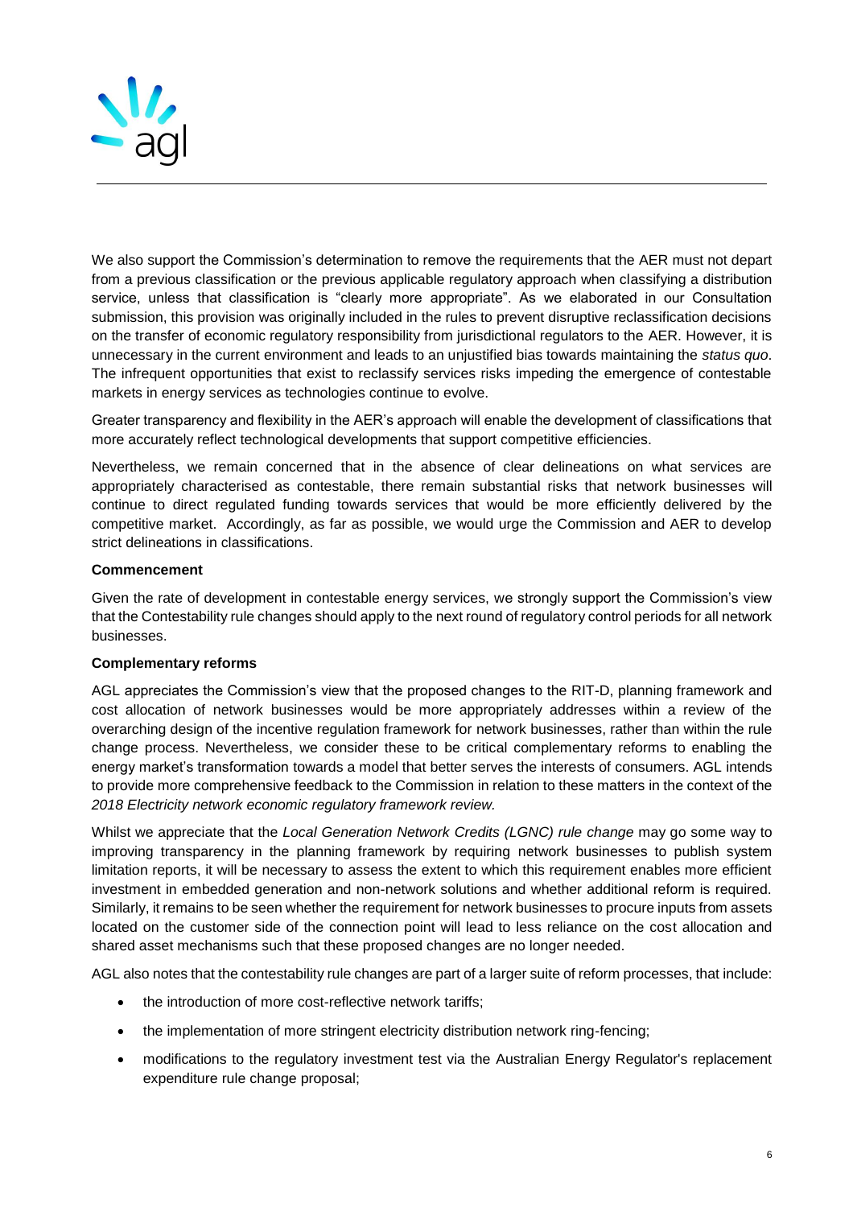We also support the Commission's determination to remove the requirements that the AER must not depart from a previous classification or the previous applicable regulatory approach when classifying a distribution service, unless that classification is "clearly more appropriate". As we elaborated in our Consultation submission, this provision was originally included in the rules to prevent disruptive reclassification decisions on the transfer of economic regulatory responsibility from jurisdictional regulators to the AER. However, it is unnecessary in the current environment and leads to an unjustified bias towards maintaining the *status quo*. The infrequent opportunities that exist to reclassify services risks impeding the emergence of contestable markets in energy services as technologies continue to evolve.

Greater transparency and flexibility in the AER's approach will enable the development of classifications that more accurately reflect technological developments that support competitive efficiencies.

Nevertheless, we remain concerned that in the absence of clear delineations on what services are appropriately characterised as contestable, there remain substantial risks that network businesses will continue to direct regulated funding towards services that would be more efficiently delivered by the competitive market. Accordingly, as far as possible, we would urge the Commission and AER to develop strict delineations in classifications.

**Commencement**

Given the rate of development in contestable energy services, we strongly support the Commission's view that the Contestability rule changes should apply to the next round of regulatory control periods for all network businesses.

**Complementary reforms**

AGL appreciates the Commission's view that the proposed changes to the RIT-D, planning framework and cost allocation of network businesses would be more appropriately addresses within a review of the overarching design of the incentive regulation framework for network businesses, rather than within the rule change process. Nevertheless, we consider these to be critical complementary reforms to enabling the energy market's transformation towards a model that better serves the interests of consumers. AGL intends to provide more comprehensive feedback to the Commission in relation to these matters in the context of the *2018 Electricity network economic regulatory framework review.*

Whilst we appreciate that the *Local Generation Network Credits (LGNC) rule change* may go some way to improving transparency in the planning framework by requiring network businesses to publish system limitation reports, it will be necessary to assess the extent to which this requirement enables more efficient investment in embedded generation and non-network solutions and whether additional reform is required. Similarly, it remains to be seen whether the requirement for network businesses to procure inputs from assets located on the customer side of the connection point will lead to less reliance on the cost allocation and shared asset mechanisms such that these proposed changes are no longer needed.

AGL also notes that the contestability rule changes are part of a larger suite of reform processes, that include:

- the introduction of more cost-reflective network tariffs;
- the implementation of more stringent electricity distribution network ring-fencing;
- modifications to the regulatory investment test via the Australian Energy Regulator's replacement expenditure rule change proposal;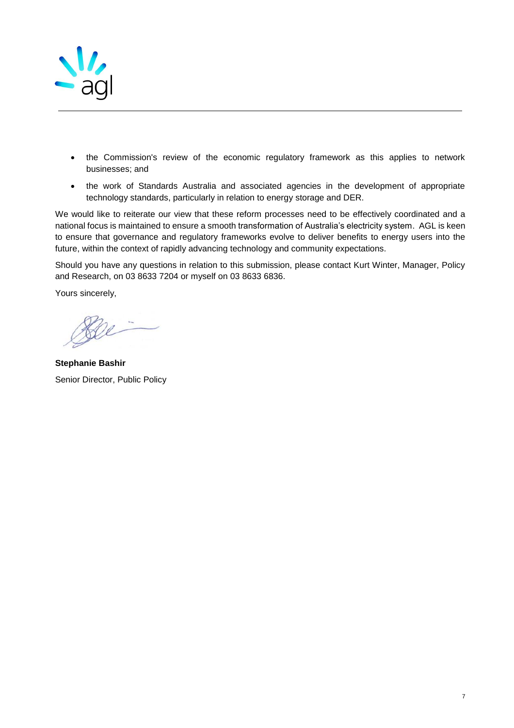- the Commission's review of the economic regulatory framework as this applies to network businesses; and
- the work of Standards Australia and associated agencies in the development of appropriate technology standards, particularly in relation to energy storage and DER.

We would like to reiterate our view that these reform processes need to be effectively coordinated and a national focus is maintained to ensure a smooth transformation of Australia's electricity system. AGL is keen to ensure that governance and regulatory frameworks evolve to deliver benefits to energy users into the future, within the context of rapidly advancing technology and community expectations.

Should you have any questions in relation to this submission, please contact Kurt Winter, Manager, Policy and Research, on 03 8633 7204 or myself on 03 8633 6836.

Yours sincerely,

**Stephanie Bashir**

Senior Director, Public Policy